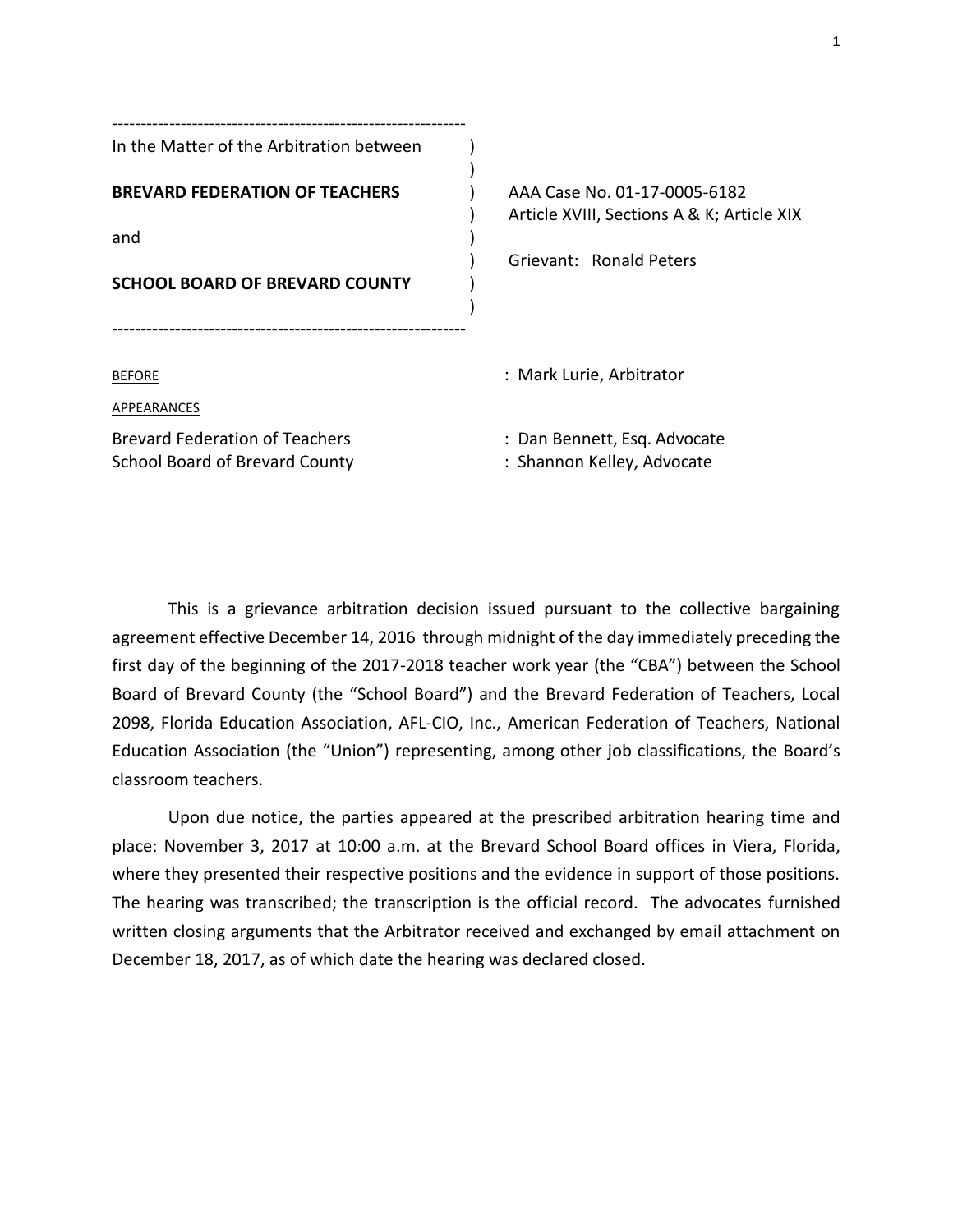In the Matter of the Arbitration between

**BREVARD FEDERATION OF TEACHERS**

and

**SCHOOL BOARD OF BREVARD COUNTY**

AAA Case No. 01-17-0005-6182
Article XVIII, Sections A & K; Article XIX

Grievant: Ronald Peters

BEFORE : Mark Lurie, Arbitrator

APPEARANCES

Brevard Federation of Teachers : Dan Bennett, Esq. Advocate
School Board of Brevard County : Shannon Kelley, Advocate

This is a grievance arbitration decision issued pursuant to the collective bargaining agreement effective December 14, 2016 through midnight of the day immediately preceding the first day of the beginning of the 2017-2018 teacher work year (the "CBA") between the School Board of Brevard County (the "School Board") and the Brevard Federation of Teachers, Local 2098, Florida Education Association, AFL-CIO, Inc., American Federation of Teachers, National Education Association (the "Union") representing, among other job classifications, the Board's classroom teachers.

Upon due notice, the parties appeared at the prescribed arbitration hearing time and place: November 3, 2017 at 10:00 a.m. at the Brevard School Board offices in Viera, Florida, where they presented their respective positions and the evidence in support of those positions. The hearing was transcribed; the transcription is the official record. The advocates furnished written closing arguments that the Arbitrator received and exchanged by email attachment on December 18, 2017, as of which date the hearing was declared closed.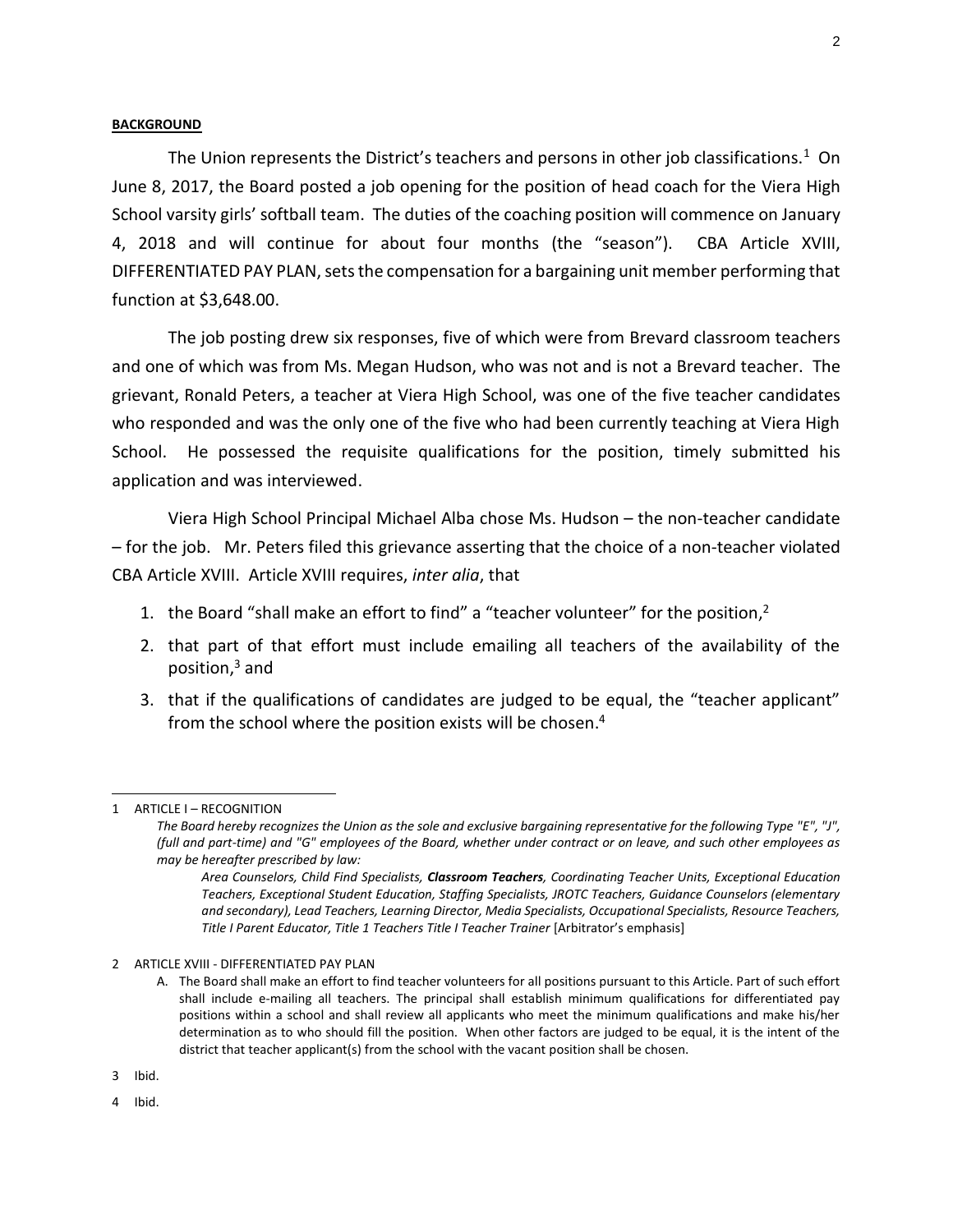**BACKGROUND**

The Union represents the District's teachers and persons in other job classifications.[1] On June 8, 2017, the Board posted a job opening for the position of head coach for the Viera High School varsity girls' softball team. The duties of the coaching position will commence on January 4, 2018 and will continue for about four months (the "season"). CBA Article XVIII, DIFFERENTIATED PAY PLAN, sets the compensation for a bargaining unit member performing that function at $3,648.00.

The job posting drew six responses, five of which were from Brevard classroom teachers and one of which was from Ms. Megan Hudson, who was not and is not a Brevard teacher. The grievant, Ronald Peters, a teacher at Viera High School, was one of the five teacher candidates who responded and was the only one of the five who had been currently teaching at Viera High School. He possessed the requisite qualifications for the position, timely submitted his application and was interviewed.

Viera High School Principal Michael Alba chose Ms. Hudson – the non-teacher candidate – for the job. Mr. Peters filed this grievance asserting that the choice of a non-teacher violated CBA Article XVIII. Article XVIII requires, *inter alia*, that

1. the Board "shall make an effort to find" a "teacher volunteer" for the position,[2]
2. that part of that effort must include emailing all teachers of the availability of the position,[3] and
3. that if the qualifications of candidates are judged to be equal, the "teacher applicant" from the school where the position exists will be chosen.[4]

---

1 ARTICLE I – RECOGNITION

*The Board hereby recognizes the Union as the sole and exclusive bargaining representative for the following Type "E", "J", (full and part-time) and "G" employees of the Board, whether under contract or on leave, and such other employees as may be hereafter prescribed by law:*

*Area Counselors, Child Find Specialists, **Classroom Teachers**, Coordinating Teacher Units, Exceptional Education Teachers, Exceptional Student Education, Staffing Specialists, JROTC Teachers, Guidance Counselors (elementary and secondary), Lead Teachers, Learning Director, Media Specialists, Occupational Specialists, Resource Teachers, Title I Parent Educator, Title 1 Teachers Title I Teacher Trainer* [Arbitrator's emphasis]

2 ARTICLE XVIII - DIFFERENTIATED PAY PLAN

A. The Board shall make an effort to find teacher volunteers for all positions pursuant to this Article. Part of such effort shall include e-mailing all teachers. The principal shall establish minimum qualifications for differentiated pay positions within a school and shall review all applicants who meet the minimum qualifications and make his/her determination as to who should fill the position. When other factors are judged to be equal, it is the intent of the district that teacher applicant(s) from the school with the vacant position shall be chosen.

3 Ibid.

4 Ibid.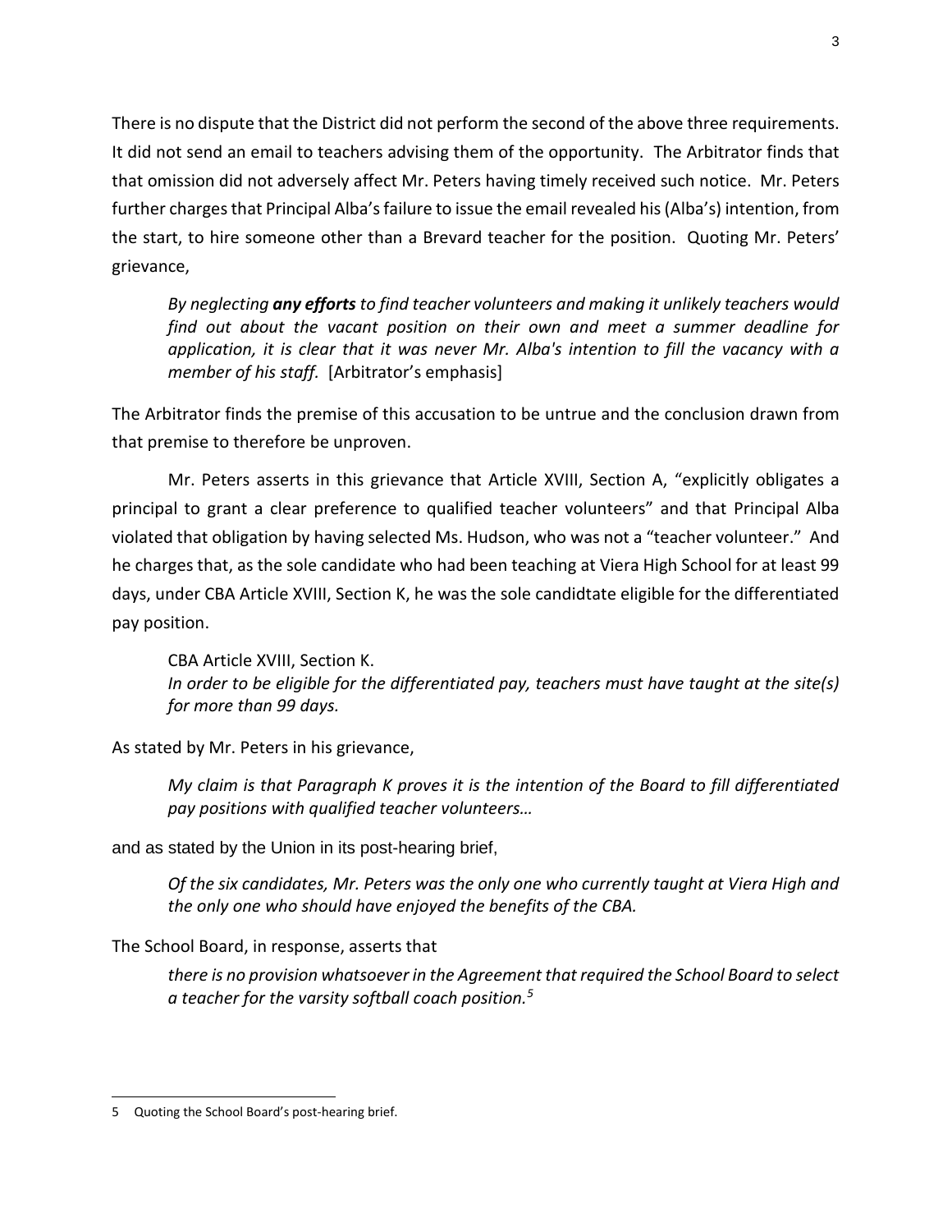There is no dispute that the District did not perform the second of the above three requirements. It did not send an email to teachers advising them of the opportunity. The Arbitrator finds that that omission did not adversely affect Mr. Peters having timely received such notice. Mr. Peters further charges that Principal Alba's failure to issue the email revealed his (Alba's) intention, from the start, to hire someone other than a Brevard teacher for the position. Quoting Mr. Peters' grievance,

> *By neglecting* ***any efforts*** *to find teacher volunteers and making it unlikely teachers would find out about the vacant position on their own and meet a summer deadline for application, it is clear that it was never Mr. Alba's intention to fill the vacancy with a member of his staff.* [Arbitrator's emphasis]

The Arbitrator finds the premise of this accusation to be untrue and the conclusion drawn from that premise to therefore be unproven.

Mr. Peters asserts in this grievance that Article XVIII, Section A, "explicitly obligates a principal to grant a clear preference to qualified teacher volunteers" and that Principal Alba violated that obligation by having selected Ms. Hudson, who was not a "teacher volunteer." And he charges that, as the sole candidate who had been teaching at Viera High School for at least 99 days, under CBA Article XVIII, Section K, he was the sole candidtate eligible for the differentiated pay position.

> CBA Article XVIII, Section K.
> *In order to be eligible for the differentiated pay, teachers must have taught at the site(s) for more than 99 days.*

As stated by Mr. Peters in his grievance,

> *My claim is that Paragraph K proves it is the intention of the Board to fill differentiated pay positions with qualified teacher volunteers…*

and as stated by the Union in its post-hearing brief,

> *Of the six candidates, Mr. Peters was the only one who currently taught at Viera High and the only one who should have enjoyed the benefits of the CBA.*

The School Board, in response, asserts that

> *there is no provision whatsoever in the Agreement that required the School Board to select a teacher for the varsity softball coach position.*[5]

---

5 Quoting the School Board's post-hearing brief.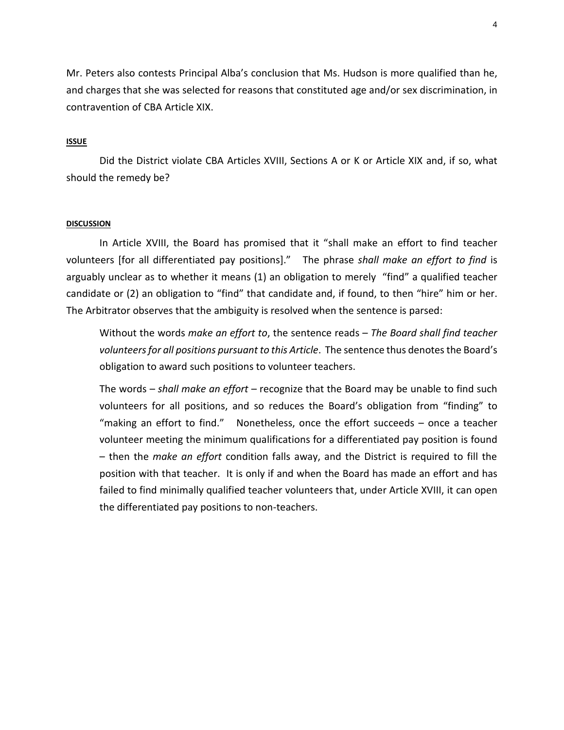Mr. Peters also contests Principal Alba's conclusion that Ms. Hudson is more qualified than he, and charges that she was selected for reasons that constituted age and/or sex discrimination, in contravention of CBA Article XIX.

#### **ISSUE**

Did the District violate CBA Articles XVIII, Sections A or K or Article XIX and, if so, what should the remedy be?

#### **DISCUSSION**

In Article XVIII, the Board has promised that it "shall make an effort to find teacher volunteers [for all differentiated pay positions]." The phrase *shall make an effort to find* is arguably unclear as to whether it means (1) an obligation to merely "find" a qualified teacher candidate or (2) an obligation to "find" that candidate and, if found, to then "hire" him or her. The Arbitrator observes that the ambiguity is resolved when the sentence is parsed:

> Without the words *make an effort to*, the sentence reads – *The Board shall find teacher volunteers for all positions pursuant to this Article*. The sentence thus denotes the Board's obligation to award such positions to volunteer teachers.
>
> The words – *shall make an effort* – recognize that the Board may be unable to find such volunteers for all positions, and so reduces the Board's obligation from "finding" to "making an effort to find." Nonetheless, once the effort succeeds – once a teacher volunteer meeting the minimum qualifications for a differentiated pay position is found – then the *make an effort* condition falls away, and the District is required to fill the position with that teacher. It is only if and when the Board has made an effort and has failed to find minimally qualified teacher volunteers that, under Article XVIII, it can open the differentiated pay positions to non-teachers.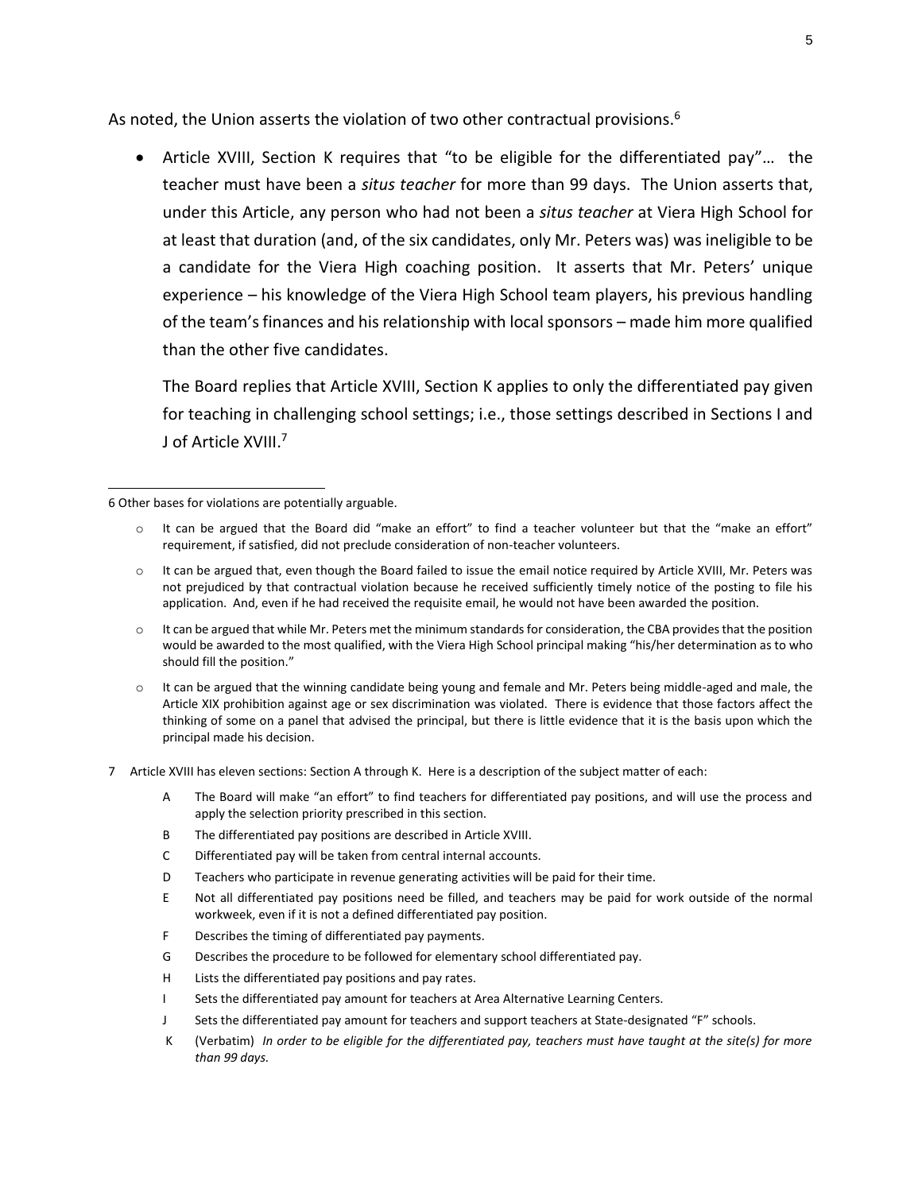As noted, the Union asserts the violation of two other contractual provisions.[6]

- Article XVIII, Section K requires that "to be eligible for the differentiated pay"… the teacher must have been a *situs teacher* for more than 99 days. The Union asserts that, under this Article, any person who had not been a *situs teacher* at Viera High School for at least that duration (and, of the six candidates, only Mr. Peters was) was ineligible to be a candidate for the Viera High coaching position. It asserts that Mr. Peters' unique experience – his knowledge of the Viera High School team players, his previous handling of the team's finances and his relationship with local sponsors – made him more qualified than the other five candidates.

  The Board replies that Article XVIII, Section K applies to only the differentiated pay given for teaching in challenging school settings; i.e., those settings described in Sections I and J of Article XVIII.[7]

---

6 Other bases for violations are potentially arguable.

- It can be argued that the Board did "make an effort" to find a teacher volunteer but that the "make an effort" requirement, if satisfied, did not preclude consideration of non-teacher volunteers.
- It can be argued that, even though the Board failed to issue the email notice required by Article XVIII, Mr. Peters was not prejudiced by that contractual violation because he received sufficiently timely notice of the posting to file his application. And, even if he had received the requisite email, he would not have been awarded the position.
- It can be argued that while Mr. Peters met the minimum standards for consideration, the CBA provides that the position would be awarded to the most qualified, with the Viera High School principal making "his/her determination as to who should fill the position."
- It can be argued that the winning candidate being young and female and Mr. Peters being middle-aged and male, the Article XIX prohibition against age or sex discrimination was violated. There is evidence that those factors affect the thinking of some on a panel that advised the principal, but there is little evidence that it is the basis upon which the principal made his decision.

7 Article XVIII has eleven sections: Section A through K. Here is a description of the subject matter of each:

- A The Board will make "an effort" to find teachers for differentiated pay positions, and will use the process and apply the selection priority prescribed in this section.
- B The differentiated pay positions are described in Article XVIII.
- C Differentiated pay will be taken from central internal accounts.
- D Teachers who participate in revenue generating activities will be paid for their time.
- E Not all differentiated pay positions need be filled, and teachers may be paid for work outside of the normal workweek, even if it is not a defined differentiated pay position.
- F Describes the timing of differentiated pay payments.
- G Describes the procedure to be followed for elementary school differentiated pay.
- H Lists the differentiated pay positions and pay rates.
- I Sets the differentiated pay amount for teachers at Area Alternative Learning Centers.
- J Sets the differentiated pay amount for teachers and support teachers at State-designated "F" schools.
- K (Verbatim) *In order to be eligible for the differentiated pay, teachers must have taught at the site(s) for more than 99 days.*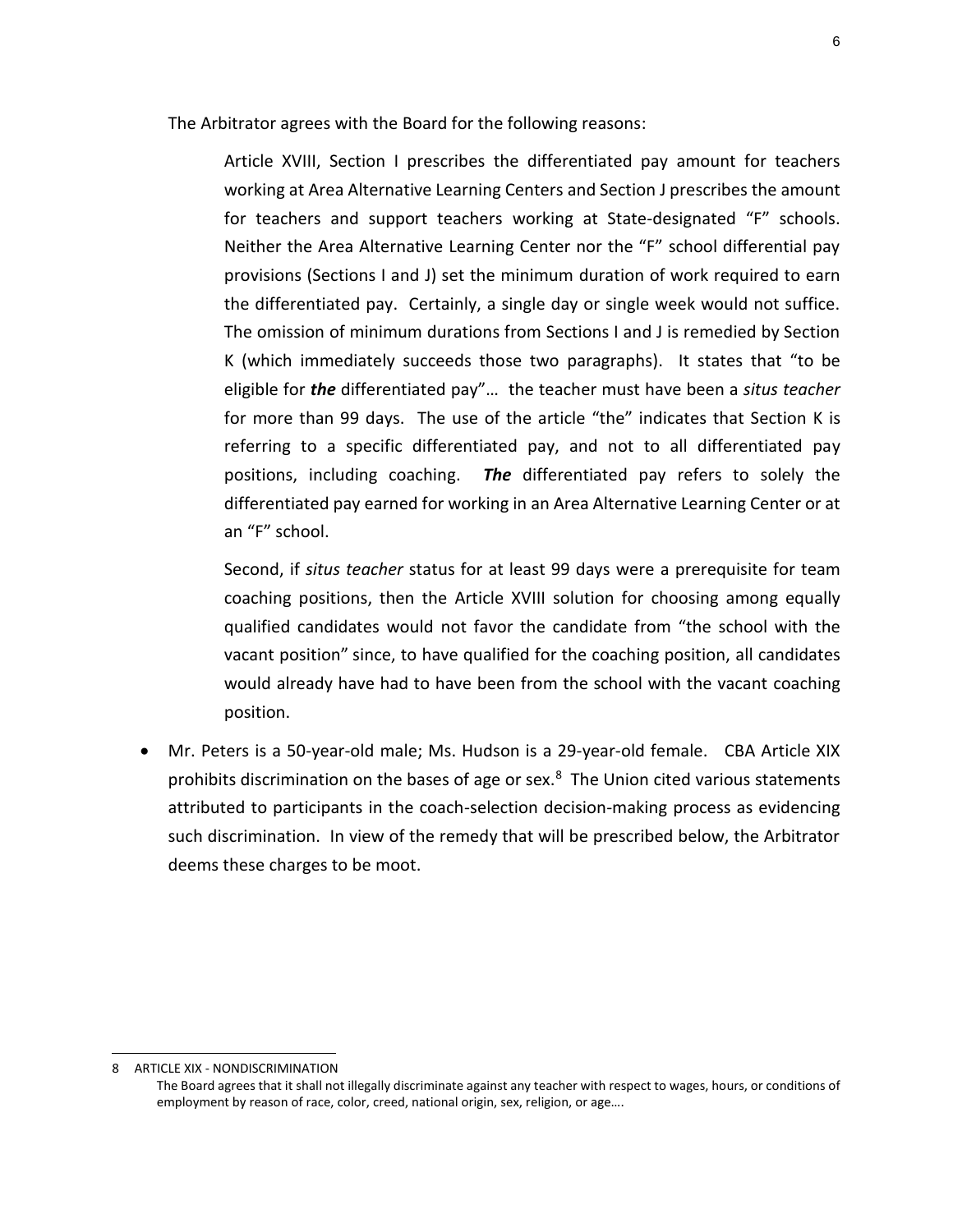The Arbitrator agrees with the Board for the following reasons:

> Article XVIII, Section I prescribes the differentiated pay amount for teachers working at Area Alternative Learning Centers and Section J prescribes the amount for teachers and support teachers working at State-designated "F" schools. Neither the Area Alternative Learning Center nor the "F" school differential pay provisions (Sections I and J) set the minimum duration of work required to earn the differentiated pay. Certainly, a single day or single week would not suffice. The omission of minimum durations from Sections I and J is remedied by Section K (which immediately succeeds those two paragraphs). It states that "to be eligible for ***the*** differentiated pay"… the teacher must have been a *situs teacher* for more than 99 days. The use of the article "the" indicates that Section K is referring to a specific differentiated pay, and not to all differentiated pay positions, including coaching. ***The*** differentiated pay refers to solely the differentiated pay earned for working in an Area Alternative Learning Center or at an "F" school.
>
> Second, if *situs teacher* status for at least 99 days were a prerequisite for team coaching positions, then the Article XVIII solution for choosing among equally qualified candidates would not favor the candidate from "the school with the vacant position" since, to have qualified for the coaching position, all candidates would already have had to have been from the school with the vacant coaching position.

- Mr. Peters is a 50-year-old male; Ms. Hudson is a 29-year-old female. CBA Article XIX prohibits discrimination on the bases of age or sex.[8] The Union cited various statements attributed to participants in the coach-selection decision-making process as evidencing such discrimination. In view of the remedy that will be prescribed below, the Arbitrator deems these charges to be moot.

---

8 ARTICLE XIX - NONDISCRIMINATION
The Board agrees that it shall not illegally discriminate against any teacher with respect to wages, hours, or conditions of employment by reason of race, color, creed, national origin, sex, religion, or age….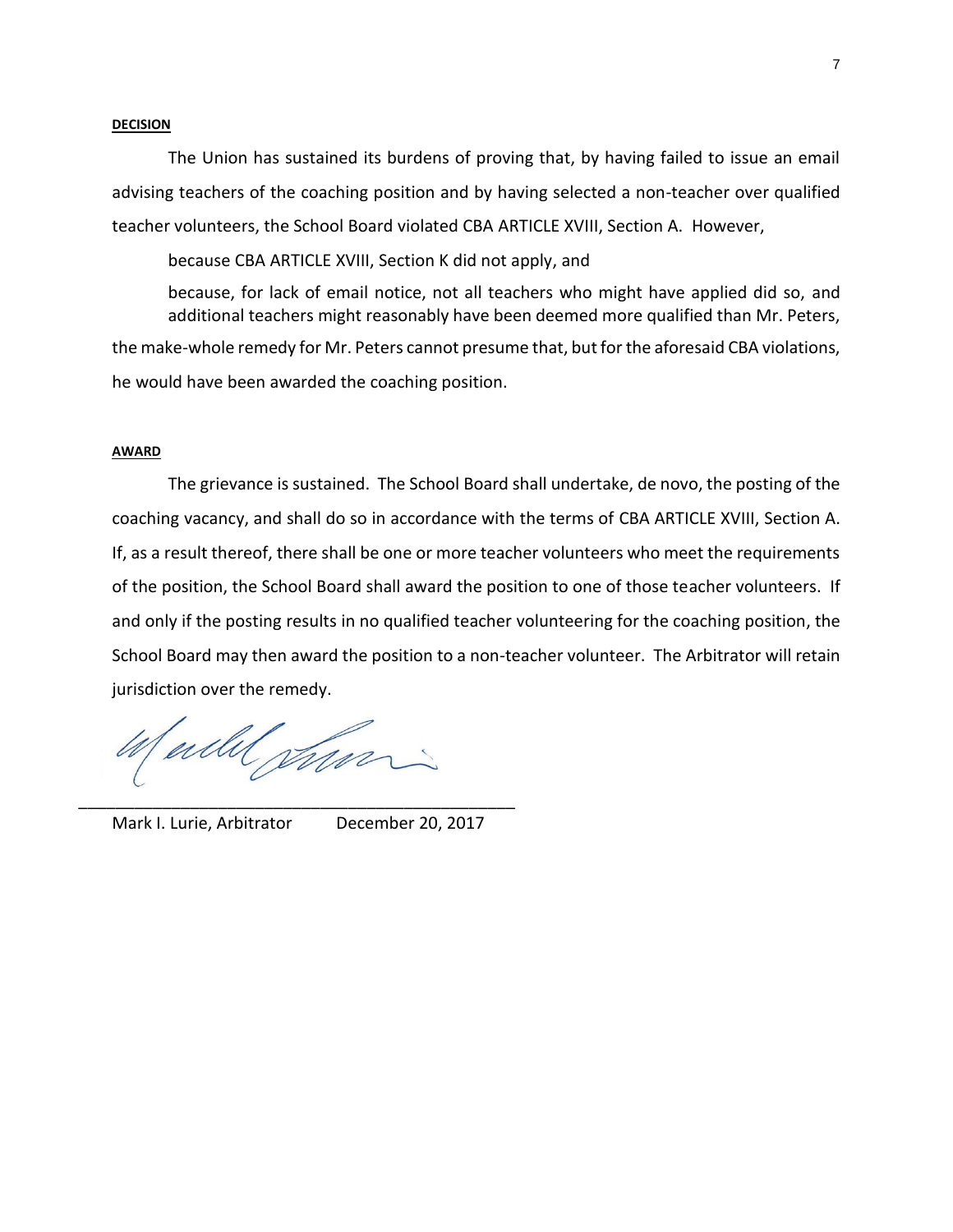**DECISION**

The Union has sustained its burdens of proving that, by having failed to issue an email advising teachers of the coaching position and by having selected a non-teacher over qualified teacher volunteers, the School Board violated CBA ARTICLE XVIII, Section A. However,

because CBA ARTICLE XVIII, Section K did not apply, and

because, for lack of email notice, not all teachers who might have applied did so, and additional teachers might reasonably have been deemed more qualified than Mr. Peters,

the make-whole remedy for Mr. Peters cannot presume that, but for the aforesaid CBA violations, he would have been awarded the coaching position.

**AWARD**

The grievance is sustained. The School Board shall undertake, de novo, the posting of the coaching vacancy, and shall do so in accordance with the terms of CBA ARTICLE XVIII, Section A. If, as a result thereof, there shall be one or more teacher volunteers who meet the requirements of the position, the School Board shall award the position to one of those teacher volunteers. If and only if the posting results in no qualified teacher volunteering for the coaching position, the School Board may then award the position to a non-teacher volunteer. The Arbitrator will retain jurisdiction over the remedy.

\_\_\_\_\_\_\_\_\_\_\_\_\_\_\_\_\_\_\_\_\_\_\_\_\_\_\_\_\_\_\_\_\_\_\_\_\_\_\_\_\_\_\_\_

Mark I. Lurie, Arbitrator December 20, 2017